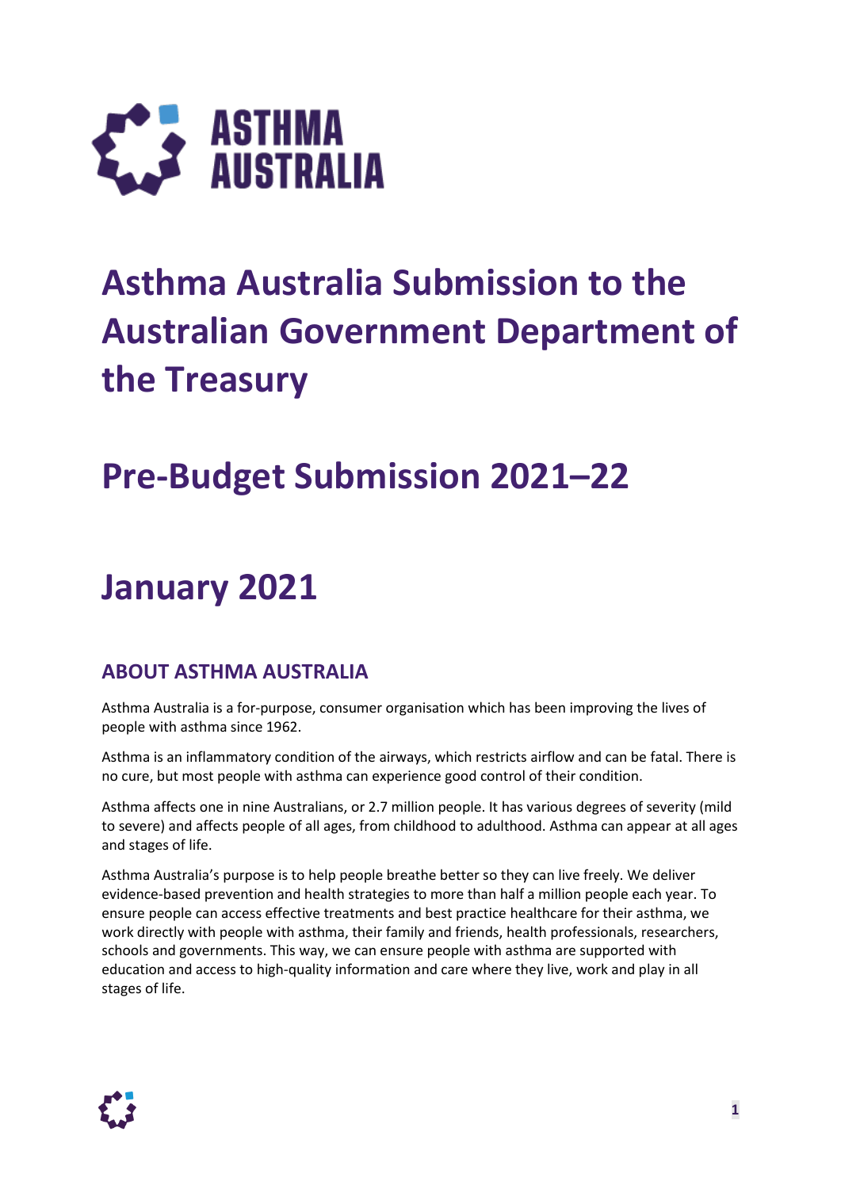# Asthma Australia Submission to the Australian Government Department of the Treasury

# Pre-Budget Submission 2021–22

# January 2021

## ABOUT ASTHMA AUSTRALIA

Asthma Australia is a for-purpose, consumer organisation which has been improving the lives of people with asthma since 1962.

Asthma is an inflammatory condition of the airways, which restricts airflow and can be fatal. There is no cure, but most people with asthma can experience good control of their condition.

Asthma affects one in nine Australians, or 2.7 million people. It has various degrees of severity (mild to severe) and affects people of all ages, from childhood to adulthood. Asthma can appear at all ages and stages of life.

Asthma Australia's purpose is to help people breathe better so they can live freely. We deliver evidence-based prevention and health strategies to more than half a million people each year. To ensure people can access effective treatments and best practice healthcare for their asthma, we work directly with people with asthma, their family and friends, health professionals, researchers, schools and governments. This way, we can ensure people with asthma are supported with education and access to high-quality information and care where they live, work and play in all stages of life.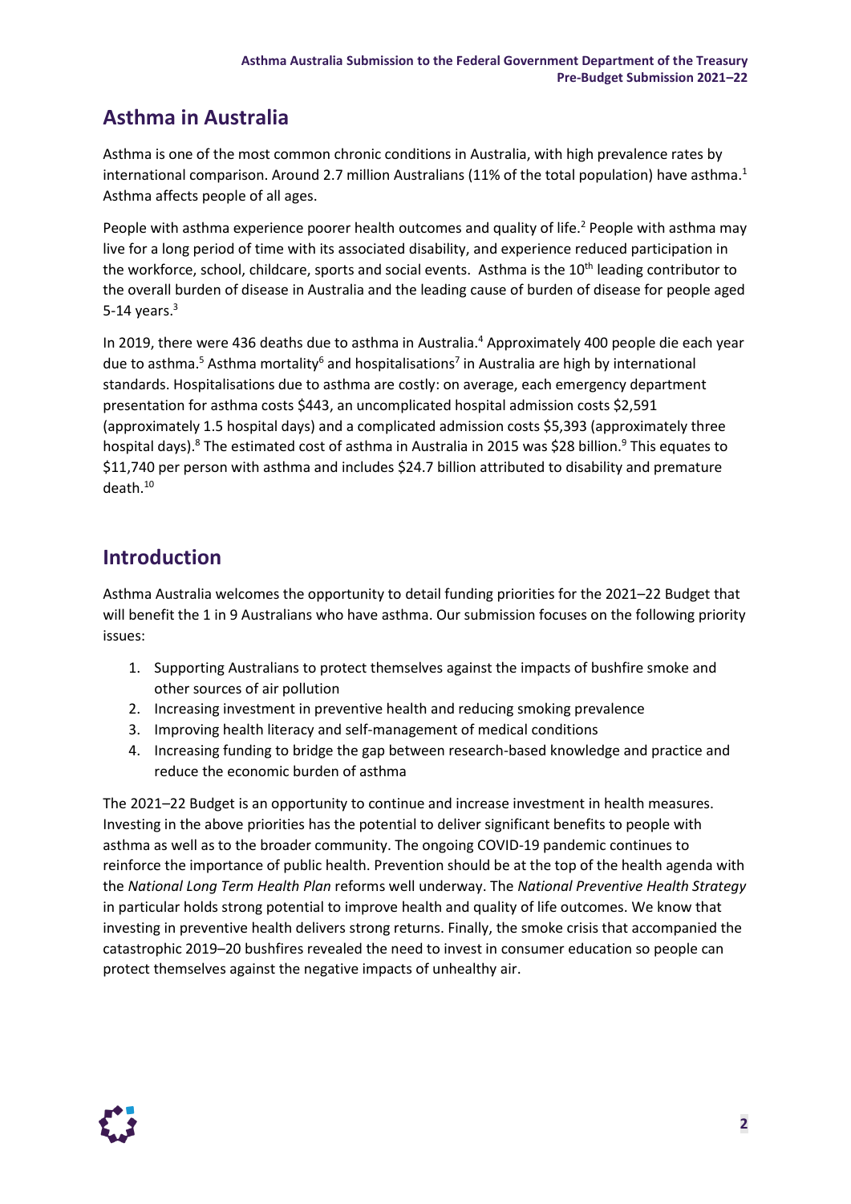## Asthma in Australia

Asthma is one of the most common chronic conditions in Australia, with high prevalence rates by international comparison. Around 2.7 million Australians (11% of the total population) have asthma.[1] Asthma affects people of all ages.

People with asthma experience poorer health outcomes and quality of life.[2] People with asthma may live for a long period of time with its associated disability, and experience reduced participation in the workforce, school, childcare, sports and social events. Asthma is the 10th leading contributor to the overall burden of disease in Australia and the leading cause of burden of disease for people aged 5-14 years.[3]

In 2019, there were 436 deaths due to asthma in Australia.[4] Approximately 400 people die each year due to asthma.[5] Asthma mortality[6] and hospitalisations[7] in Australia are high by international standards. Hospitalisations due to asthma are costly: on average, each emergency department presentation for asthma costs $443, an uncomplicated hospital admission costs $2,591 (approximately 1.5 hospital days) and a complicated admission costs $5,393 (approximately three hospital days).[8] The estimated cost of asthma in Australia in 2015 was $28 billion.[9] This equates to $11,740 per person with asthma and includes $24.7 billion attributed to disability and premature death.[10]

## Introduction

Asthma Australia welcomes the opportunity to detail funding priorities for the 2021–22 Budget that will benefit the 1 in 9 Australians who have asthma. Our submission focuses on the following priority issues:

1. Supporting Australians to protect themselves against the impacts of bushfire smoke and other sources of air pollution
2. Increasing investment in preventive health and reducing smoking prevalence
3. Improving health literacy and self-management of medical conditions
4. Increasing funding to bridge the gap between research-based knowledge and practice and reduce the economic burden of asthma

The 2021–22 Budget is an opportunity to continue and increase investment in health measures. Investing in the above priorities has the potential to deliver significant benefits to people with asthma as well as to the broader community. The ongoing COVID-19 pandemic continues to reinforce the importance of public health. Prevention should be at the top of the health agenda with the *National Long Term Health Plan* reforms well underway. The *National Preventive Health Strategy* in particular holds strong potential to improve health and quality of life outcomes. We know that investing in preventive health delivers strong returns. Finally, the smoke crisis that accompanied the catastrophic 2019–20 bushfires revealed the need to invest in consumer education so people can protect themselves against the negative impacts of unhealthy air.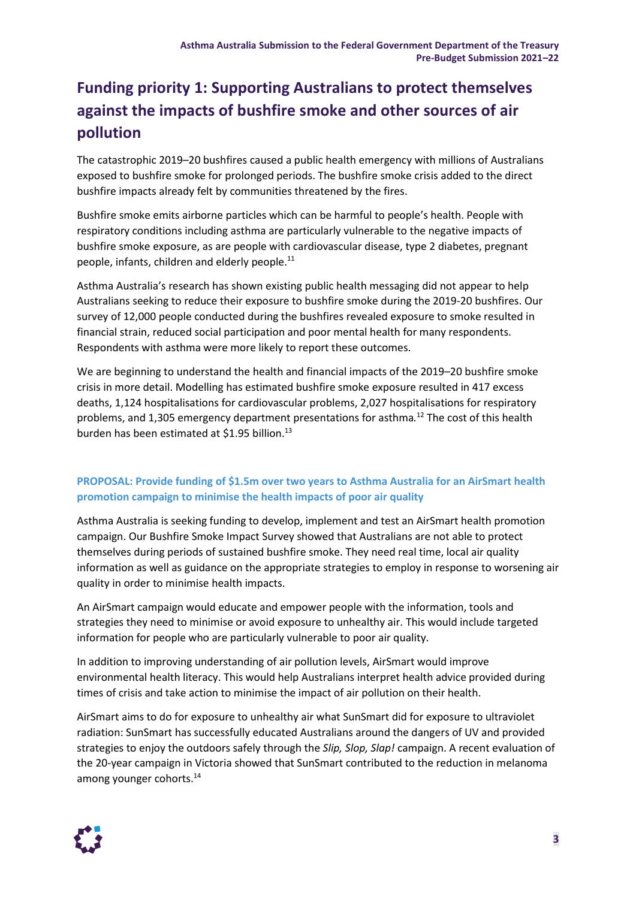# Funding priority 1: Supporting Australians to protect themselves against the impacts of bushfire smoke and other sources of air pollution

The catastrophic 2019–20 bushfires caused a public health emergency with millions of Australians exposed to bushfire smoke for prolonged periods. The bushfire smoke crisis added to the direct bushfire impacts already felt by communities threatened by the fires.

Bushfire smoke emits airborne particles which can be harmful to people's health. People with respiratory conditions including asthma are particularly vulnerable to the negative impacts of bushfire smoke exposure, as are people with cardiovascular disease, type 2 diabetes, pregnant people, infants, children and elderly people.[11]

Asthma Australia's research has shown existing public health messaging did not appear to help Australians seeking to reduce their exposure to bushfire smoke during the 2019-20 bushfires. Our survey of 12,000 people conducted during the bushfires revealed exposure to smoke resulted in financial strain, reduced social participation and poor mental health for many respondents. Respondents with asthma were more likely to report these outcomes.

We are beginning to understand the health and financial impacts of the 2019–20 bushfire smoke crisis in more detail. Modelling has estimated bushfire smoke exposure resulted in 417 excess deaths, 1,124 hospitalisations for cardiovascular problems, 2,027 hospitalisations for respiratory problems, and 1,305 emergency department presentations for asthma.[12] The cost of this health burden has been estimated at $1.95 billion.[13]

### PROPOSAL: Provide funding of $1.5m over two years to Asthma Australia for an AirSmart health promotion campaign to minimise the health impacts of poor air quality

Asthma Australia is seeking funding to develop, implement and test an AirSmart health promotion campaign. Our Bushfire Smoke Impact Survey showed that Australians are not able to protect themselves during periods of sustained bushfire smoke. They need real time, local air quality information as well as guidance on the appropriate strategies to employ in response to worsening air quality in order to minimise health impacts.

An AirSmart campaign would educate and empower people with the information, tools and strategies they need to minimise or avoid exposure to unhealthy air. This would include targeted information for people who are particularly vulnerable to poor air quality.

In addition to improving understanding of air pollution levels, AirSmart would improve environmental health literacy. This would help Australians interpret health advice provided during times of crisis and take action to minimise the impact of air pollution on their health.

AirSmart aims to do for exposure to unhealthy air what SunSmart did for exposure to ultraviolet radiation: SunSmart has successfully educated Australians around the dangers of UV and provided strategies to enjoy the outdoors safely through the *Slip, Slop, Slap!* campaign. A recent evaluation of the 20-year campaign in Victoria showed that SunSmart contributed to the reduction in melanoma among younger cohorts.[14]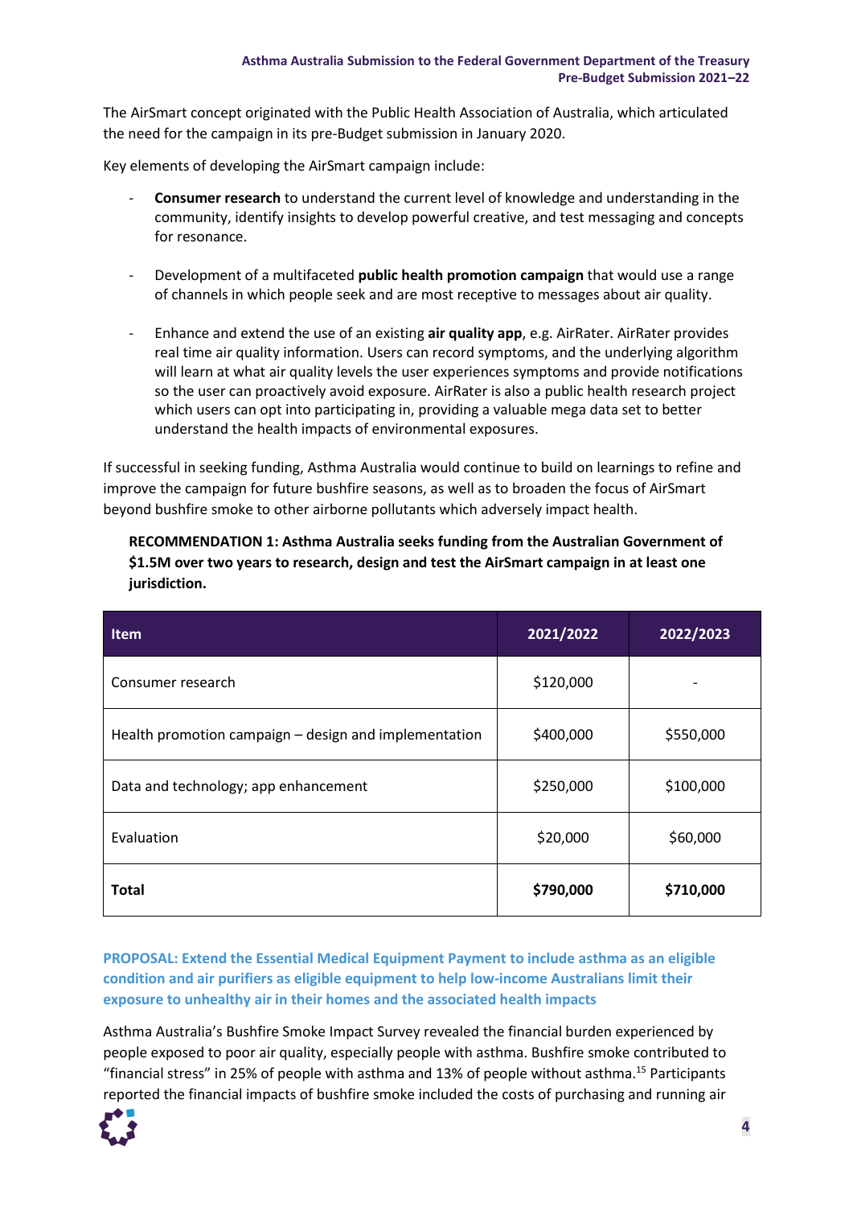The AirSmart concept originated with the Public Health Association of Australia, which articulated the need for the campaign in its pre-Budget submission in January 2020.

Key elements of developing the AirSmart campaign include:

- **Consumer research** to understand the current level of knowledge and understanding in the community, identify insights to develop powerful creative, and test messaging and concepts for resonance.
- Development of a multifaceted **public health promotion campaign** that would use a range of channels in which people seek and are most receptive to messages about air quality.
- Enhance and extend the use of an existing **air quality app**, e.g. AirRater. AirRater provides real time air quality information. Users can record symptoms, and the underlying algorithm will learn at what air quality levels the user experiences symptoms and provide notifications so the user can proactively avoid exposure. AirRater is also a public health research project which users can opt into participating in, providing a valuable mega data set to better understand the health impacts of environmental exposures.

If successful in seeking funding, Asthma Australia would continue to build on learnings to refine and improve the campaign for future bushfire seasons, as well as to broaden the focus of AirSmart beyond bushfire smoke to other airborne pollutants which adversely impact health.

**RECOMMENDATION 1: Asthma Australia seeks funding from the Australian Government of $1.5M over two years to research, design and test the AirSmart campaign in at least one jurisdiction.**

| Item | 2021/2022 | 2022/2023 |
|---|---|---|
| Consumer research | $120,000 | - |
| Health promotion campaign – design and implementation | $400,000 | $550,000 |
| Data and technology; app enhancement | $250,000 | $100,000 |
| Evaluation | $20,000 | $60,000 |
| **Total** | **$790,000** | **$710,000** |

### PROPOSAL: Extend the Essential Medical Equipment Payment to include asthma as an eligible condition and air purifiers as eligible equipment to help low-income Australians limit their exposure to unhealthy air in their homes and the associated health impacts

Asthma Australia's Bushfire Smoke Impact Survey revealed the financial burden experienced by people exposed to poor air quality, especially people with asthma. Bushfire smoke contributed to "financial stress" in 25% of people with asthma and 13% of people without asthma.[15] Participants reported the financial impacts of bushfire smoke included the costs of purchasing and running air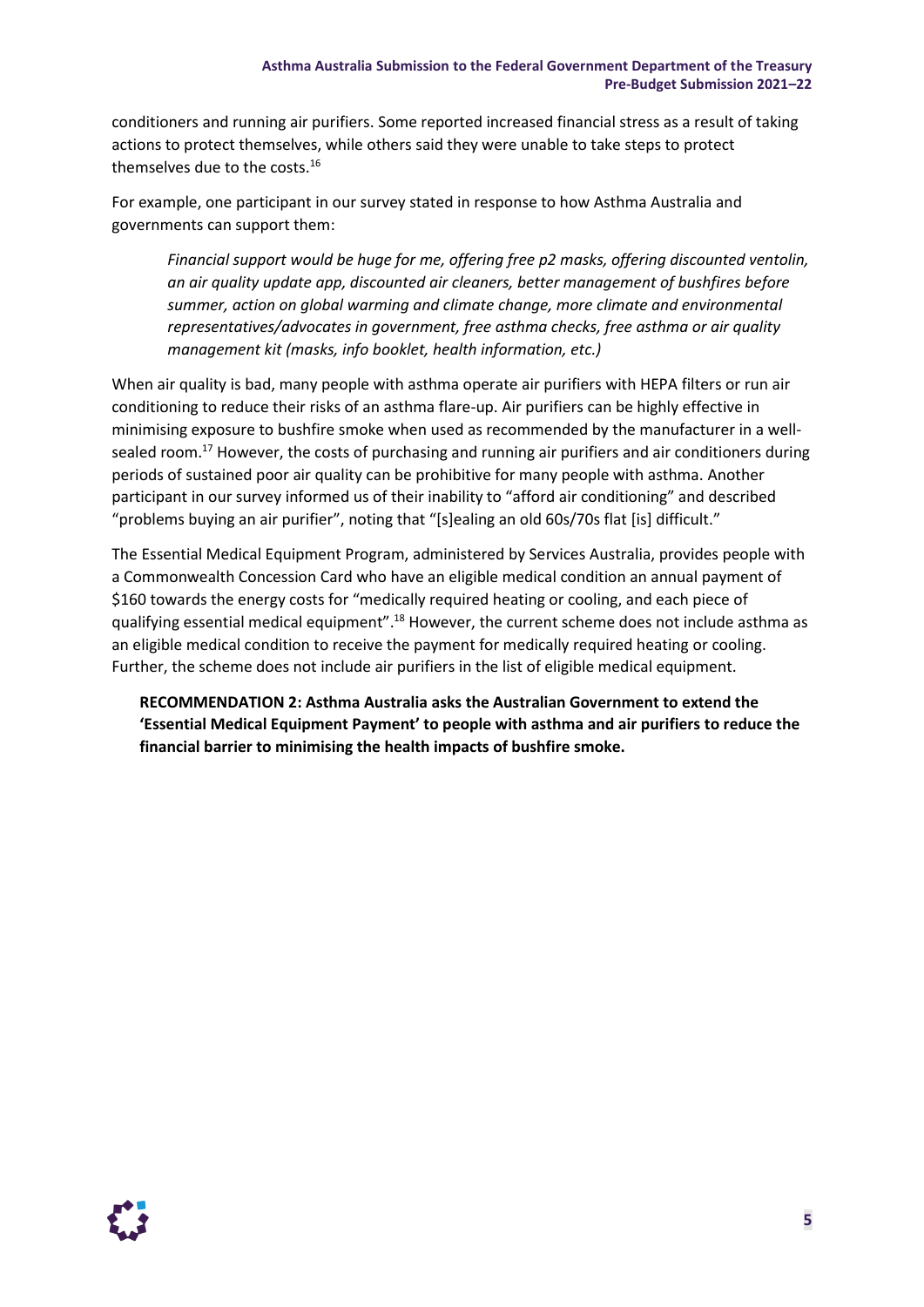conditioners and running air purifiers. Some reported increased financial stress as a result of taking actions to protect themselves, while others said they were unable to take steps to protect themselves due to the costs.[16]

For example, one participant in our survey stated in response to how Asthma Australia and governments can support them:

> *Financial support would be huge for me, offering free p2 masks, offering discounted ventolin, an air quality update app, discounted air cleaners, better management of bushfires before summer, action on global warming and climate change, more climate and environmental representatives/advocates in government, free asthma checks, free asthma or air quality management kit (masks, info booklet, health information, etc.)*

When air quality is bad, many people with asthma operate air purifiers with HEPA filters or run air conditioning to reduce their risks of an asthma flare-up. Air purifiers can be highly effective in minimising exposure to bushfire smoke when used as recommended by the manufacturer in a well-sealed room.[17] However, the costs of purchasing and running air purifiers and air conditioners during periods of sustained poor air quality can be prohibitive for many people with asthma. Another participant in our survey informed us of their inability to "afford air conditioning" and described "problems buying an air purifier", noting that "[s]ealing an old 60s/70s flat [is] difficult."

The Essential Medical Equipment Program, administered by Services Australia, provides people with a Commonwealth Concession Card who have an eligible medical condition an annual payment of $160 towards the energy costs for "medically required heating or cooling, and each piece of qualifying essential medical equipment".[18] However, the current scheme does not include asthma as an eligible medical condition to receive the payment for medically required heating or cooling. Further, the scheme does not include air purifiers in the list of eligible medical equipment.

> **RECOMMENDATION 2: Asthma Australia asks the Australian Government to extend the 'Essential Medical Equipment Payment' to people with asthma and air purifiers to reduce the financial barrier to minimising the health impacts of bushfire smoke.**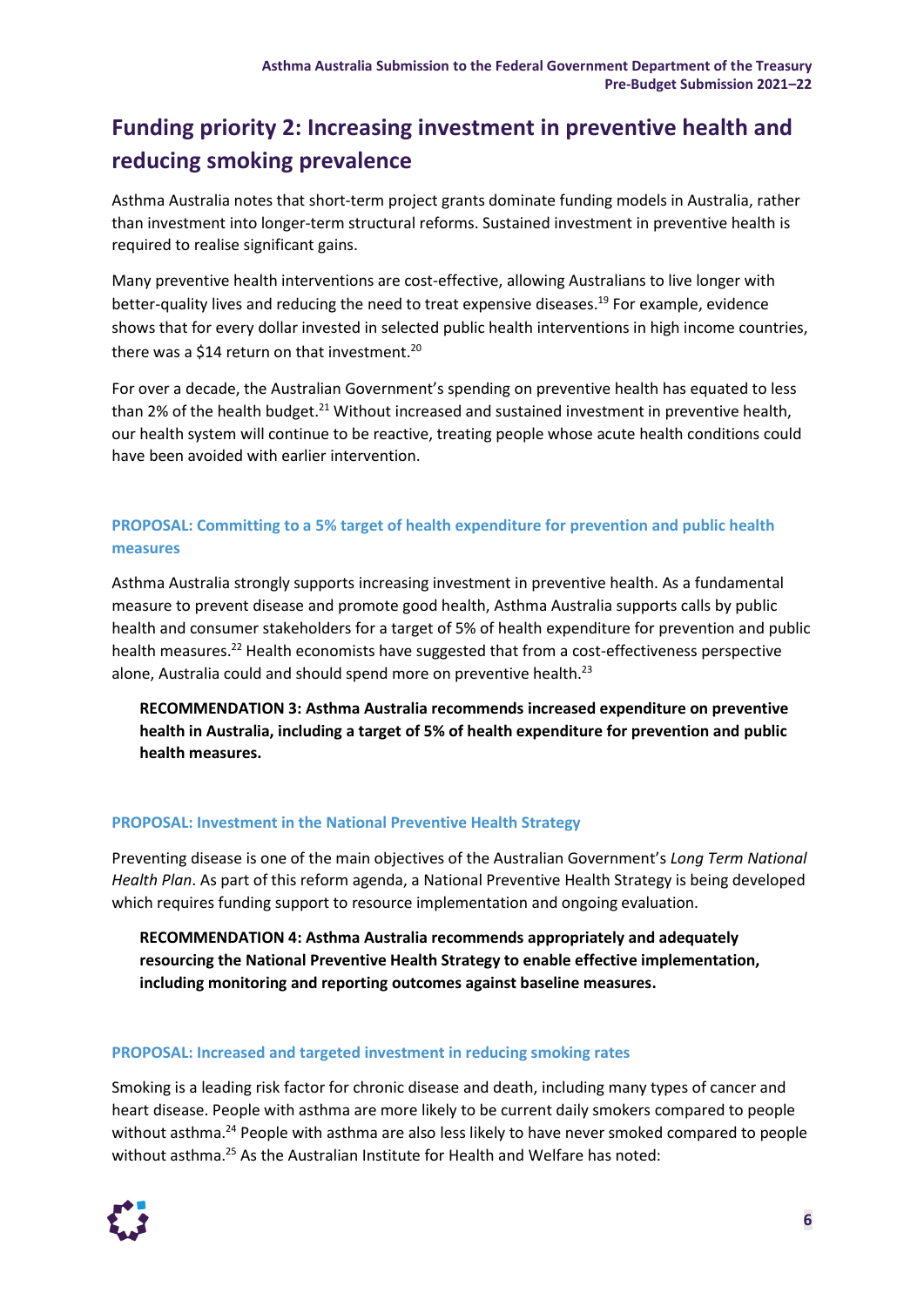## Funding priority 2: Increasing investment in preventive health and reducing smoking prevalence

Asthma Australia notes that short-term project grants dominate funding models in Australia, rather than investment into longer-term structural reforms. Sustained investment in preventive health is required to realise significant gains.

Many preventive health interventions are cost-effective, allowing Australians to live longer with better-quality lives and reducing the need to treat expensive diseases.[19] For example, evidence shows that for every dollar invested in selected public health interventions in high income countries, there was a $14 return on that investment.[20]

For over a decade, the Australian Government's spending on preventive health has equated to less than 2% of the health budget.[21] Without increased and sustained investment in preventive health, our health system will continue to be reactive, treating people whose acute health conditions could have been avoided with earlier intervention.

### PROPOSAL: Committing to a 5% target of health expenditure for prevention and public health measures

Asthma Australia strongly supports increasing investment in preventive health. As a fundamental measure to prevent disease and promote good health, Asthma Australia supports calls by public health and consumer stakeholders for a target of 5% of health expenditure for prevention and public health measures.[22] Health economists have suggested that from a cost-effectiveness perspective alone, Australia could and should spend more on preventive health.[23]

> **RECOMMENDATION 3: Asthma Australia recommends increased expenditure on preventive health in Australia, including a target of 5% of health expenditure for prevention and public health measures.**

### PROPOSAL: Investment in the National Preventive Health Strategy

Preventing disease is one of the main objectives of the Australian Government's *Long Term National Health Plan*. As part of this reform agenda, a National Preventive Health Strategy is being developed which requires funding support to resource implementation and ongoing evaluation.

> **RECOMMENDATION 4: Asthma Australia recommends appropriately and adequately resourcing the National Preventive Health Strategy to enable effective implementation, including monitoring and reporting outcomes against baseline measures.**

### PROPOSAL: Increased and targeted investment in reducing smoking rates

Smoking is a leading risk factor for chronic disease and death, including many types of cancer and heart disease. People with asthma are more likely to be current daily smokers compared to people without asthma.[24] People with asthma are also less likely to have never smoked compared to people without asthma.[25] As the Australian Institute for Health and Welfare has noted: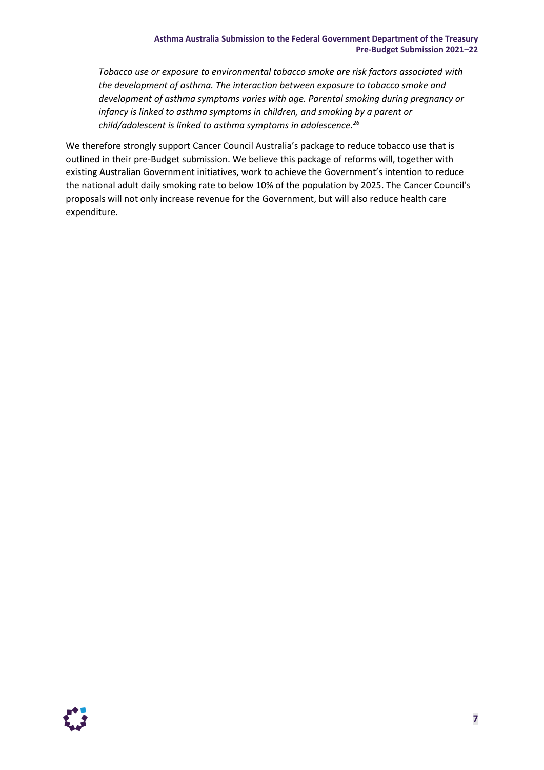> *Tobacco use or exposure to environmental tobacco smoke are risk factors associated with the development of asthma. The interaction between exposure to tobacco smoke and development of asthma symptoms varies with age. Parental smoking during pregnancy or infancy is linked to asthma symptoms in children, and smoking by a parent or child/adolescent is linked to asthma symptoms in adolescence.*[26]

We therefore strongly support Cancer Council Australia's package to reduce tobacco use that is outlined in their pre-Budget submission. We believe this package of reforms will, together with existing Australian Government initiatives, work to achieve the Government's intention to reduce the national adult daily smoking rate to below 10% of the population by 2025. The Cancer Council's proposals will not only increase revenue for the Government, but will also reduce health care expenditure.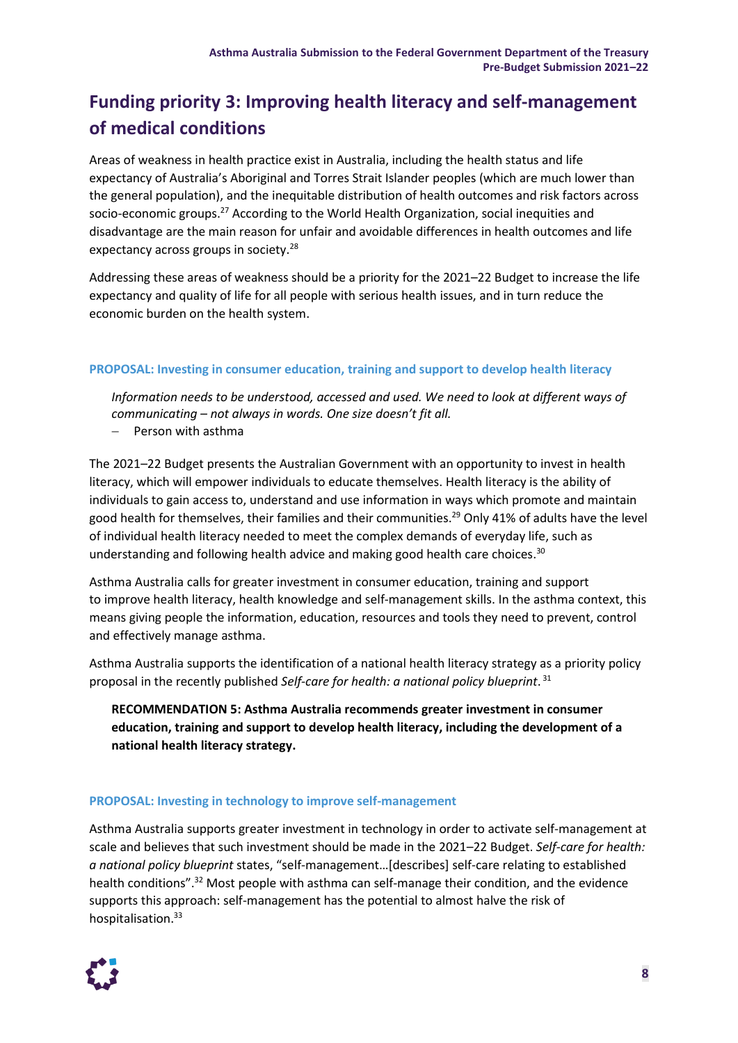## Funding priority 3: Improving health literacy and self-management of medical conditions

Areas of weakness in health practice exist in Australia, including the health status and life expectancy of Australia's Aboriginal and Torres Strait Islander peoples (which are much lower than the general population), and the inequitable distribution of health outcomes and risk factors across socio-economic groups.[27] According to the World Health Organization, social inequities and disadvantage are the main reason for unfair and avoidable differences in health outcomes and life expectancy across groups in society.[28]

Addressing these areas of weakness should be a priority for the 2021–22 Budget to increase the life expectancy and quality of life for all people with serious health issues, and in turn reduce the economic burden on the health system.

### PROPOSAL: Investing in consumer education, training and support to develop health literacy

> *Information needs to be understood, accessed and used. We need to look at different ways of communicating – not always in words. One size doesn't fit all.*
>
> – Person with asthma

The 2021–22 Budget presents the Australian Government with an opportunity to invest in health literacy, which will empower individuals to educate themselves. Health literacy is the ability of individuals to gain access to, understand and use information in ways which promote and maintain good health for themselves, their families and their communities.[29] Only 41% of adults have the level of individual health literacy needed to meet the complex demands of everyday life, such as understanding and following health advice and making good health care choices.[30]

Asthma Australia calls for greater investment in consumer education, training and support to improve health literacy, health knowledge and self-management skills. In the asthma context, this means giving people the information, education, resources and tools they need to prevent, control and effectively manage asthma.

Asthma Australia supports the identification of a national health literacy strategy as a priority policy proposal in the recently published *Self-care for health: a national policy blueprint*.[31]

> **RECOMMENDATION 5: Asthma Australia recommends greater investment in consumer education, training and support to develop health literacy, including the development of a national health literacy strategy.**

### PROPOSAL: Investing in technology to improve self-management

Asthma Australia supports greater investment in technology in order to activate self-management at scale and believes that such investment should be made in the 2021–22 Budget. *Self-care for health: a national policy blueprint* states, "self-management…[describes] self-care relating to established health conditions".[32] Most people with asthma can self-manage their condition, and the evidence supports this approach: self-management has the potential to almost halve the risk of hospitalisation.[33]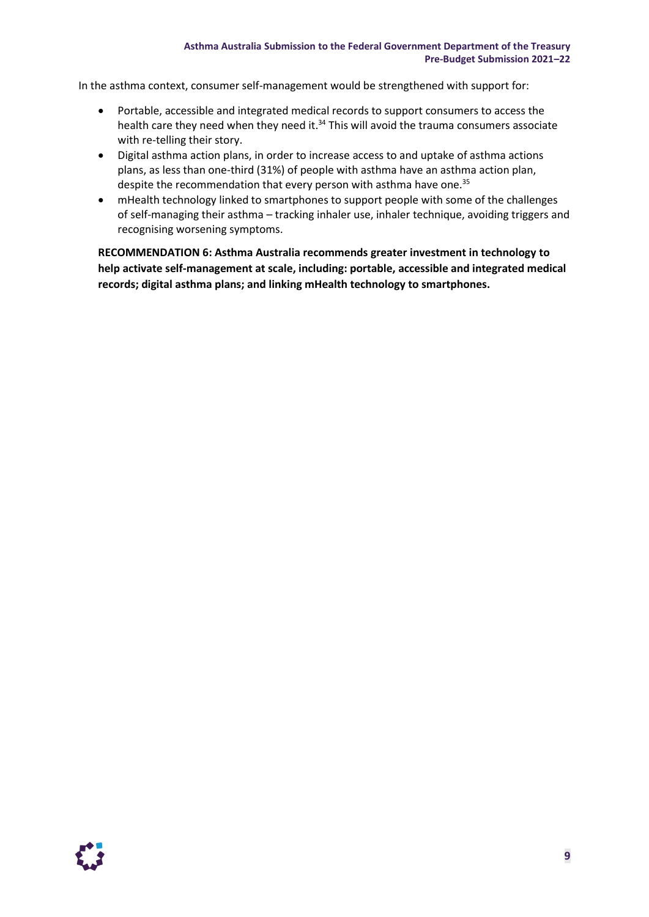In the asthma context, consumer self-management would be strengthened with support for:

- Portable, accessible and integrated medical records to support consumers to access the health care they need when they need it.[34] This will avoid the trauma consumers associate with re-telling their story.
- Digital asthma action plans, in order to increase access to and uptake of asthma actions plans, as less than one-third (31%) of people with asthma have an asthma action plan, despite the recommendation that every person with asthma have one.[35]
- mHealth technology linked to smartphones to support people with some of the challenges of self-managing their asthma – tracking inhaler use, inhaler technique, avoiding triggers and recognising worsening symptoms.

**RECOMMENDATION 6: Asthma Australia recommends greater investment in technology to help activate self-management at scale, including: portable, accessible and integrated medical records; digital asthma plans; and linking mHealth technology to smartphones.**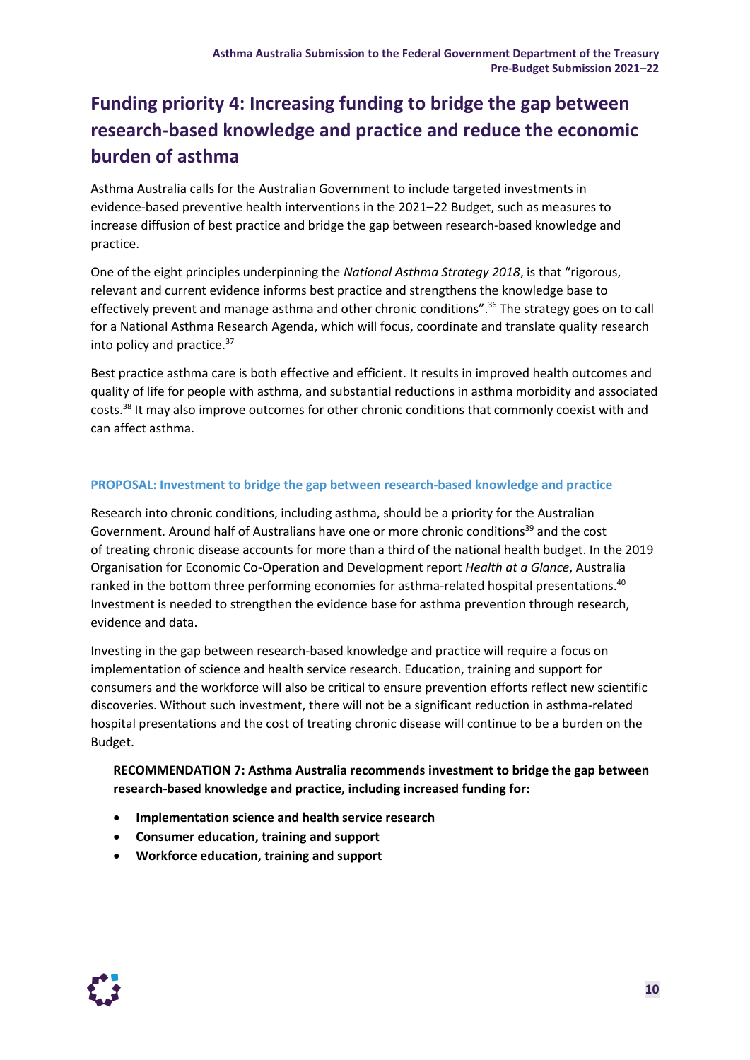# Funding priority 4: Increasing funding to bridge the gap between research-based knowledge and practice and reduce the economic burden of asthma

Asthma Australia calls for the Australian Government to include targeted investments in evidence-based preventive health interventions in the 2021–22 Budget, such as measures to increase diffusion of best practice and bridge the gap between research-based knowledge and practice.

One of the eight principles underpinning the *National Asthma Strategy 2018*, is that "rigorous, relevant and current evidence informs best practice and strengthens the knowledge base to effectively prevent and manage asthma and other chronic conditions".[36] The strategy goes on to call for a National Asthma Research Agenda, which will focus, coordinate and translate quality research into policy and practice.[37]

Best practice asthma care is both effective and efficient. It results in improved health outcomes and quality of life for people with asthma, and substantial reductions in asthma morbidity and associated costs.[38] It may also improve outcomes for other chronic conditions that commonly coexist with and can affect asthma.

### PROPOSAL: Investment to bridge the gap between research-based knowledge and practice

Research into chronic conditions, including asthma, should be a priority for the Australian Government. Around half of Australians have one or more chronic conditions[39] and the cost of treating chronic disease accounts for more than a third of the national health budget. In the 2019 Organisation for Economic Co-Operation and Development report *Health at a Glance*, Australia ranked in the bottom three performing economies for asthma-related hospital presentations.[40] Investment is needed to strengthen the evidence base for asthma prevention through research, evidence and data.

Investing in the gap between research-based knowledge and practice will require a focus on implementation of science and health service research. Education, training and support for consumers and the workforce will also be critical to ensure prevention efforts reflect new scientific discoveries. Without such investment, there will not be a significant reduction in asthma-related hospital presentations and the cost of treating chronic disease will continue to be a burden on the Budget.

**RECOMMENDATION 7: Asthma Australia recommends investment to bridge the gap between research-based knowledge and practice, including increased funding for:**

- **Implementation science and health service research**
- **Consumer education, training and support**
- **Workforce education, training and support**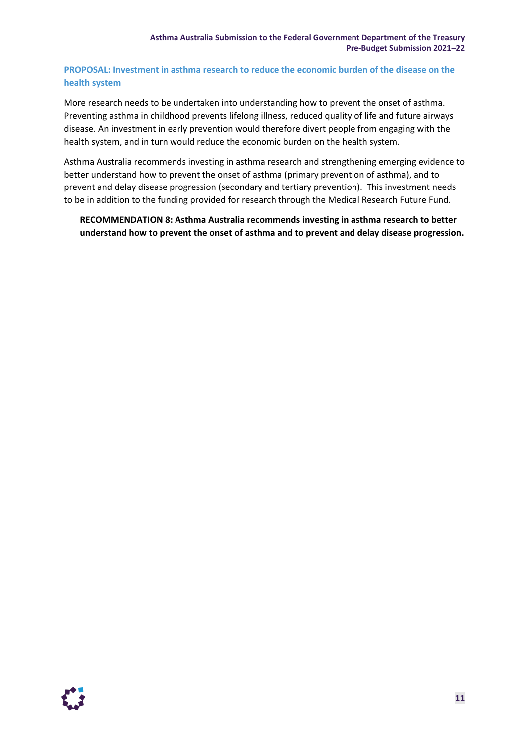### PROPOSAL: Investment in asthma research to reduce the economic burden of the disease on the health system

More research needs to be undertaken into understanding how to prevent the onset of asthma. Preventing asthma in childhood prevents lifelong illness, reduced quality of life and future airways disease. An investment in early prevention would therefore divert people from engaging with the health system, and in turn would reduce the economic burden on the health system.

Asthma Australia recommends investing in asthma research and strengthening emerging evidence to better understand how to prevent the onset of asthma (primary prevention of asthma), and to prevent and delay disease progression (secondary and tertiary prevention). This investment needs to be in addition to the funding provided for research through the Medical Research Future Fund.

> **RECOMMENDATION 8: Asthma Australia recommends investing in asthma research to better understand how to prevent the onset of asthma and to prevent and delay disease progression.**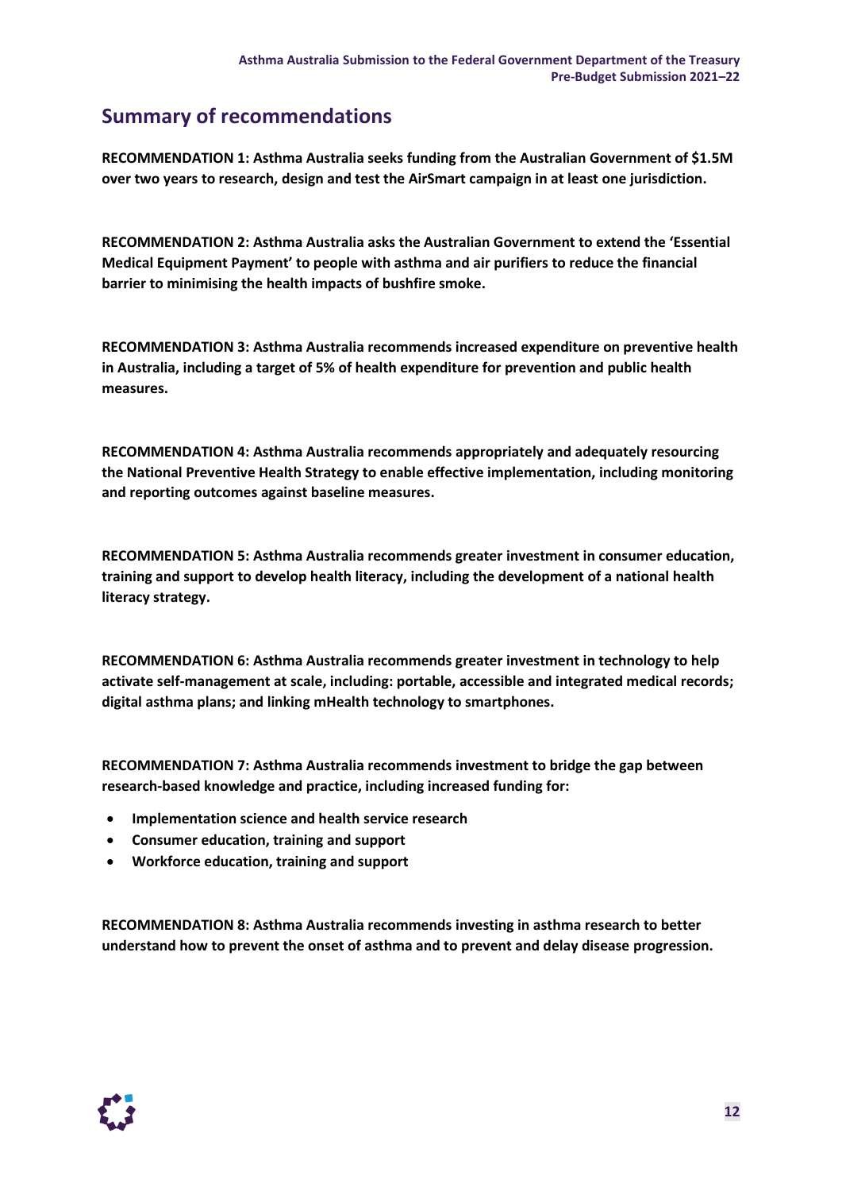## Summary of recommendations

**RECOMMENDATION 1: Asthma Australia seeks funding from the Australian Government of $1.5M over two years to research, design and test the AirSmart campaign in at least one jurisdiction.**

**RECOMMENDATION 2: Asthma Australia asks the Australian Government to extend the 'Essential Medical Equipment Payment' to people with asthma and air purifiers to reduce the financial barrier to minimising the health impacts of bushfire smoke.**

**RECOMMENDATION 3: Asthma Australia recommends increased expenditure on preventive health in Australia, including a target of 5% of health expenditure for prevention and public health measures.**

**RECOMMENDATION 4: Asthma Australia recommends appropriately and adequately resourcing the National Preventive Health Strategy to enable effective implementation, including monitoring and reporting outcomes against baseline measures.**

**RECOMMENDATION 5: Asthma Australia recommends greater investment in consumer education, training and support to develop health literacy, including the development of a national health literacy strategy.**

**RECOMMENDATION 6: Asthma Australia recommends greater investment in technology to help activate self-management at scale, including: portable, accessible and integrated medical records; digital asthma plans; and linking mHealth technology to smartphones.**

**RECOMMENDATION 7: Asthma Australia recommends investment to bridge the gap between research-based knowledge and practice, including increased funding for:**

- **Implementation science and health service research**
- **Consumer education, training and support**
- **Workforce education, training and support**

**RECOMMENDATION 8: Asthma Australia recommends investing in asthma research to better understand how to prevent the onset of asthma and to prevent and delay disease progression.**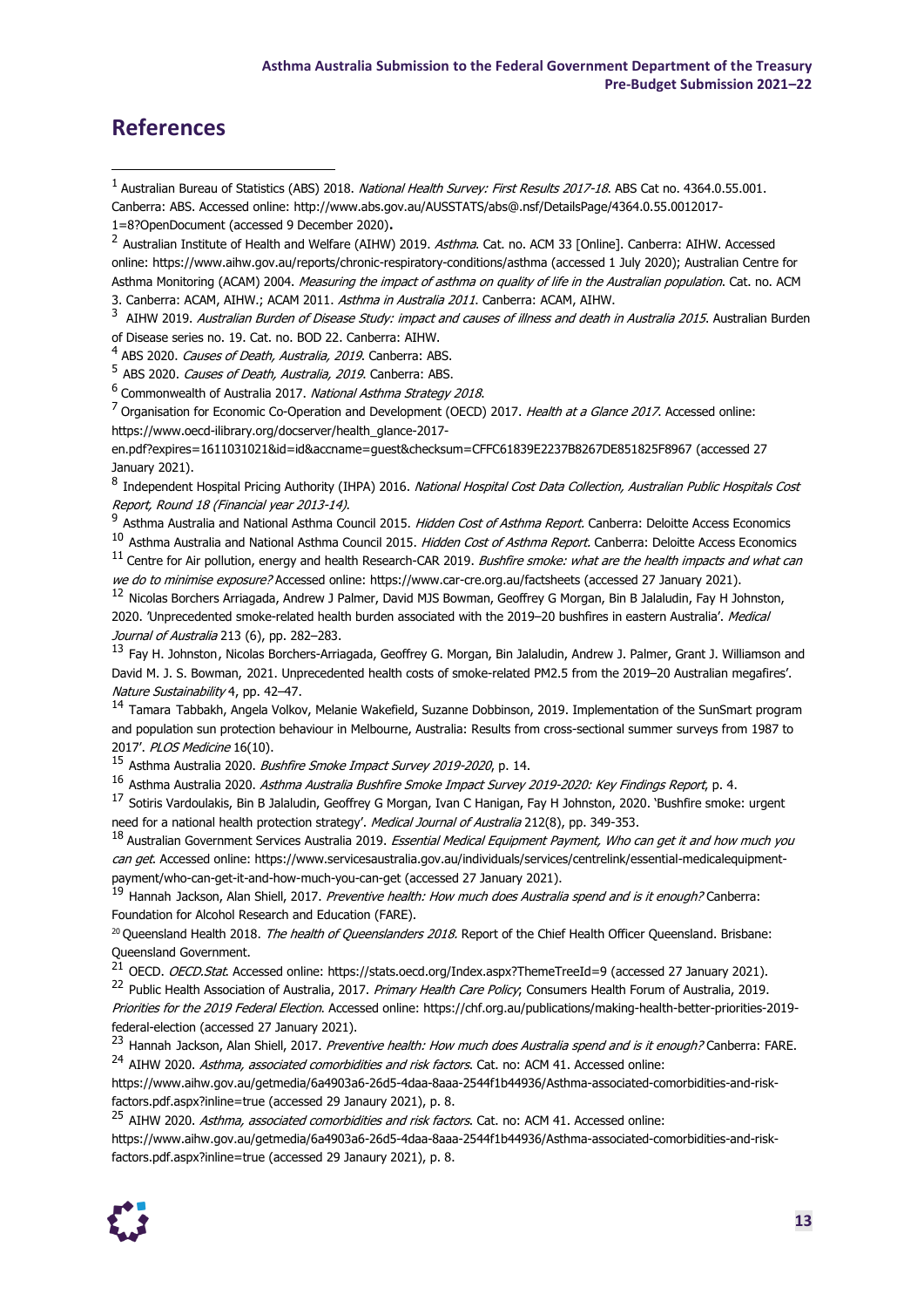## References

[1] Australian Bureau of Statistics (ABS) 2018. *National Health Survey: First Results 2017-18*. ABS Cat no. 4364.0.55.001. Canberra: ABS. Accessed online: http://www.abs.gov.au/AUSSTATS/abs@.nsf/DetailsPage/4364.0.55.0012017-1=8?OpenDocument (accessed 9 December 2020)**.**

[2] Australian Institute of Health and Welfare (AIHW) 2019. *Asthma*. Cat. no. ACM 33 [Online]. Canberra: AIHW. Accessed online: https://www.aihw.gov.au/reports/chronic-respiratory-conditions/asthma (accessed 1 July 2020); Australian Centre for Asthma Monitoring (ACAM) 2004. *Measuring the impact of asthma on quality of life in the Australian population*. Cat. no. ACM 3. Canberra: ACAM, AIHW.; ACAM 2011. *Asthma in Australia 2011*. Canberra: ACAM, AIHW.

[3] AIHW 2019. *Australian Burden of Disease Study: impact and causes of illness and death in Australia 2015*. Australian Burden of Disease series no. 19. Cat. no. BOD 22. Canberra: AIHW.

[4] ABS 2020. *Causes of Death, Australia, 2019*. Canberra: ABS.

[5] ABS 2020. *Causes of Death, Australia, 2019*. Canberra: ABS.

[6] Commonwealth of Australia 2017. *National Asthma Strategy 2018*.

[7] Organisation for Economic Co-Operation and Development (OECD) 2017. *Health at a Glance 2017*. Accessed online: https://www.oecd-ilibrary.org/docserver/health_glance-2017-en.pdf?expires=1611031021&id=id&accname=guest&checksum=CFFC61839E2237B8267DE851825F8967 (accessed 27 January 2021).

[8] Independent Hospital Pricing Authority (IHPA) 2016. *National Hospital Cost Data Collection, Australian Public Hospitals Cost Report, Round 18 (Financial year 2013-14)*.

[9] Asthma Australia and National Asthma Council 2015. *Hidden Cost of Asthma Report*. Canberra: Deloitte Access Economics

[10] Asthma Australia and National Asthma Council 2015. *Hidden Cost of Asthma Report*. Canberra: Deloitte Access Economics

[11] Centre for Air pollution, energy and health Research-CAR 2019. *Bushfire smoke: what are the health impacts and what can we do to minimise exposure?* Accessed online: https://www.car-cre.org.au/factsheets (accessed 27 January 2021).

[12] Nicolas Borchers Arriagada, Andrew J Palmer, David MJS Bowman, Geoffrey G Morgan, Bin B Jalaludin, Fay H Johnston, 2020. 'Unprecedented smoke-related health burden associated with the 2019–20 bushfires in eastern Australia'. *Medical Journal of Australia* 213 (6), pp. 282–283.

[13] Fay H. Johnston, Nicolas Borchers-Arriagada, Geoffrey G. Morgan, Bin Jalaludin, Andrew J. Palmer, Grant J. Williamson and David M. J. S. Bowman, 2021. Unprecedented health costs of smoke-related PM2.5 from the 2019–20 Australian megafires'. *Nature Sustainability* 4, pp. 42–47.

[14] Tamara Tabbakh, Angela Volkov, Melanie Wakefield, Suzanne Dobbinson, 2019. Implementation of the SunSmart program and population sun protection behaviour in Melbourne, Australia: Results from cross-sectional summer surveys from 1987 to 2017'. *PLOS Medicine* 16(10).

[15] Asthma Australia 2020. *Bushfire Smoke Impact Survey 2019-2020*, p. 14.

[16] Asthma Australia 2020. *Asthma Australia Bushfire Smoke Impact Survey 2019-2020: Key Findings Report*, p. 4.

[17] Sotiris Vardoulakis, Bin B Jalaludin, Geoffrey G Morgan, Ivan C Hanigan, Fay H Johnston, 2020. 'Bushfire smoke: urgent need for a national health protection strategy'. *Medical Journal of Australia* 212(8), pp. 349-353.

[18] Australian Government Services Australia 2019. *Essential Medical Equipment Payment, Who can get it and how much you can get*. Accessed online: https://www.servicesaustralia.gov.au/individuals/services/centrelink/essential-medicalequipment-payment/who-can-get-it-and-how-much-you-can-get (accessed 27 January 2021).

[19] Hannah Jackson, Alan Shiell, 2017. *Preventive health: How much does Australia spend and is it enough?* Canberra: Foundation for Alcohol Research and Education (FARE).

[20] Queensland Health 2018. *The health of Queenslanders 2018*. Report of the Chief Health Officer Queensland. Brisbane: Queensland Government.

[21] OECD. *OECD.Stat*. Accessed online: https://stats.oecd.org/Index.aspx?ThemeTreeId=9 (accessed 27 January 2021).

[22] Public Health Association of Australia, 2017. *Primary Health Care Policy*; Consumers Health Forum of Australia, 2019. *Priorities for the 2019 Federal Election*. Accessed online: https://chf.org.au/publications/making-health-better-priorities-2019-federal-election (accessed 27 January 2021).

[23] Hannah Jackson, Alan Shiell, 2017. *Preventive health: How much does Australia spend and is it enough?* Canberra: FARE.

[24] AIHW 2020. *Asthma, associated comorbidities and risk factors*. Cat. no: ACM 41. Accessed online: https://www.aihw.gov.au/getmedia/6a4903a6-26d5-4daa-8aaa-2544f1b44936/Asthma-associated-comorbidities-and-risk-factors.pdf.aspx?inline=true (accessed 29 Janaury 2021), p. 8.

[25] AIHW 2020. *Asthma, associated comorbidities and risk factors*. Cat. no: ACM 41. Accessed online: https://www.aihw.gov.au/getmedia/6a4903a6-26d5-4daa-8aaa-2544f1b44936/Asthma-associated-comorbidities-and-risk-factors.pdf.aspx?inline=true (accessed 29 Janaury 2021), p. 8.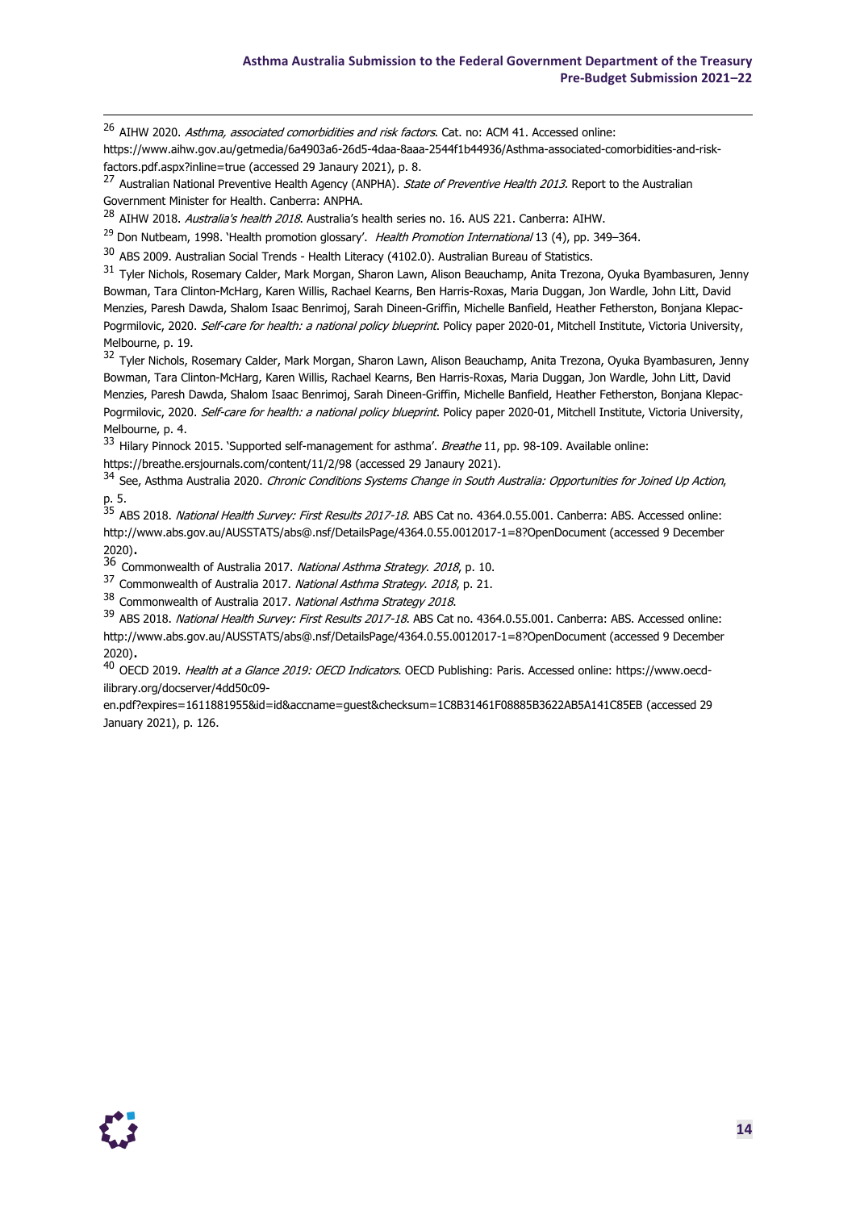[26] AIHW 2020. *Asthma, associated comorbidities and risk factors*. Cat. no: ACM 41. Accessed online: https://www.aihw.gov.au/getmedia/6a4903a6-26d5-4daa-8aaa-2544f1b44936/Asthma-associated-comorbidities-and-risk-factors.pdf.aspx?inline=true (accessed 29 Janaury 2021), p. 8.

[27] Australian National Preventive Health Agency (ANPHA). *State of Preventive Health 2013*. Report to the Australian Government Minister for Health. Canberra: ANPHA.

[28] AIHW 2018. *Australia's health 2018*. Australia's health series no. 16. AUS 221. Canberra: AIHW.

[29] Don Nutbeam, 1998. 'Health promotion glossary'. *Health Promotion International* 13 (4), pp. 349–364.

[30] ABS 2009. Australian Social Trends - Health Literacy (4102.0). Australian Bureau of Statistics.

[31] Tyler Nichols, Rosemary Calder, Mark Morgan, Sharon Lawn, Alison Beauchamp, Anita Trezona, Oyuka Byambasuren, Jenny Bowman, Tara Clinton-McHarg, Karen Willis, Rachael Kearns, Ben Harris-Roxas, Maria Duggan, Jon Wardle, John Litt, David Menzies, Paresh Dawda, Shalom Isaac Benrimoj, Sarah Dineen-Griffin, Michelle Banfield, Heather Fetherston, Bonjana Klepac-Pogrmilovic, 2020. *Self-care for health: a national policy blueprint*. Policy paper 2020-01, Mitchell Institute, Victoria University, Melbourne, p. 19.

[32] Tyler Nichols, Rosemary Calder, Mark Morgan, Sharon Lawn, Alison Beauchamp, Anita Trezona, Oyuka Byambasuren, Jenny Bowman, Tara Clinton-McHarg, Karen Willis, Rachael Kearns, Ben Harris-Roxas, Maria Duggan, Jon Wardle, John Litt, David Menzies, Paresh Dawda, Shalom Isaac Benrimoj, Sarah Dineen-Griffin, Michelle Banfield, Heather Fetherston, Bonjana Klepac-Pogrmilovic, 2020. *Self-care for health: a national policy blueprint*. Policy paper 2020-01, Mitchell Institute, Victoria University, Melbourne, p. 4.

[33] Hilary Pinnock 2015. 'Supported self-management for asthma'. *Breathe* 11, pp. 98-109. Available online: https://breathe.ersjournals.com/content/11/2/98 (accessed 29 Janaury 2021).

[34] See, Asthma Australia 2020. *Chronic Conditions Systems Change in South Australia: Opportunities for Joined Up Action*, p. 5.

[35] ABS 2018. *National Health Survey: First Results 2017-18*. ABS Cat no. 4364.0.55.001. Canberra: ABS. Accessed online: http://www.abs.gov.au/AUSSTATS/abs@.nsf/DetailsPage/4364.0.55.0012017-1=8?OpenDocument (accessed 9 December 2020).

[36] Commonwealth of Australia 2017. *National Asthma Strategy. 2018*, p. 10.

[37] Commonwealth of Australia 2017. *National Asthma Strategy. 2018*, p. 21.

[38] Commonwealth of Australia 2017. *National Asthma Strategy 2018*.

[39] ABS 2018. *National Health Survey: First Results 2017-18*. ABS Cat no. 4364.0.55.001. Canberra: ABS. Accessed online: http://www.abs.gov.au/AUSSTATS/abs@.nsf/DetailsPage/4364.0.55.0012017-1=8?OpenDocument (accessed 9 December 2020).

[40] OECD 2019. *Health at a Glance 2019: OECD Indicators*. OECD Publishing: Paris. Accessed online: https://www.oecd-ilibrary.org/docserver/4dd50c09-en.pdf?expires=1611881955&id=id&accname=guest&checksum=1C8B31461F08885B3622AB5A141C85EB (accessed 29 January 2021), p. 126.